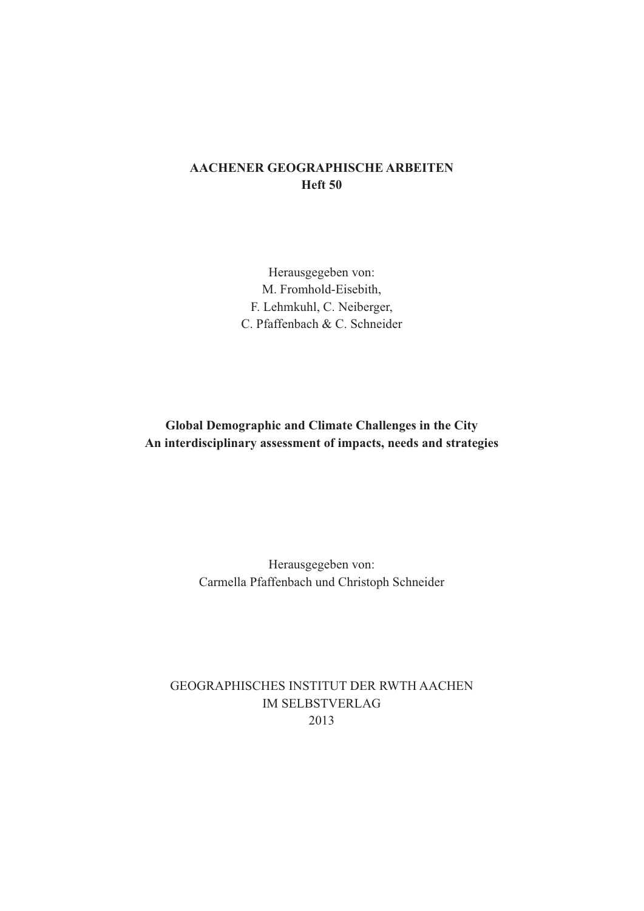**AACHENER GEOGRAPHISCHE ARBEITEN**
**Heft 50**

Herausgegeben von:
M. Fromhold-Eisebith,
F. Lehmkuhl, C. Neiberger,
C. Pfaffenbach & C. Schneider

# Global Demographic and Climate Challenges in the City
## An interdisciplinary assessment of impacts, needs and strategies

Herausgegeben von:
Carmella Pfaffenbach und Christoph Schneider

GEOGRAPHISCHES INSTITUT DER RWTH AACHEN
IM SELBSTVERLAG
2013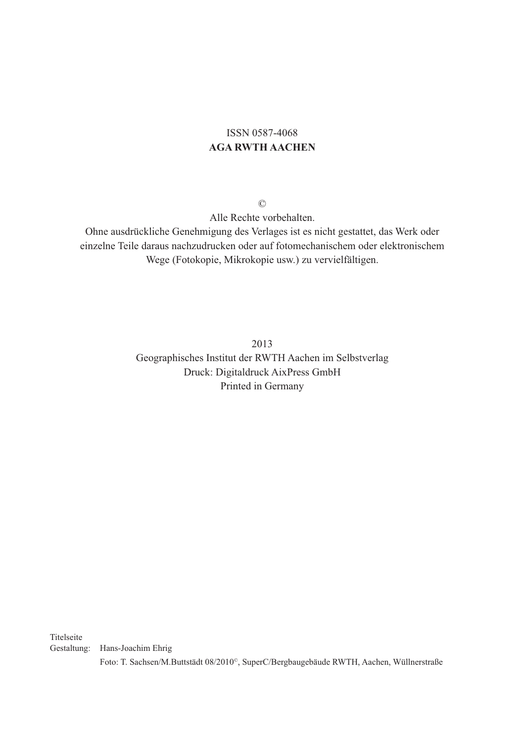ISSN 0587-4068
**AGA RWTH AACHEN**

©
Alle Rechte vorbehalten.
Ohne ausdrückliche Genehmigung des Verlages ist es nicht gestattet, das Werk oder einzelne Teile daraus nachzudrucken oder auf fotomechanischem oder elektronischem Wege (Fotokopie, Mikrokopie usw.) zu vervielfältigen.

2013
Geographisches Institut der RWTH Aachen im Selbstverlag
Druck: Digitaldruck AixPress GmbH
Printed in Germany

Titelseite
Gestaltung: Hans-Joachim Ehrig
Foto: T. Sachsen/M.Buttstädt 08/2010©, SuperC/Bergbaugebäude RWTH, Aachen, Wüllnerstraße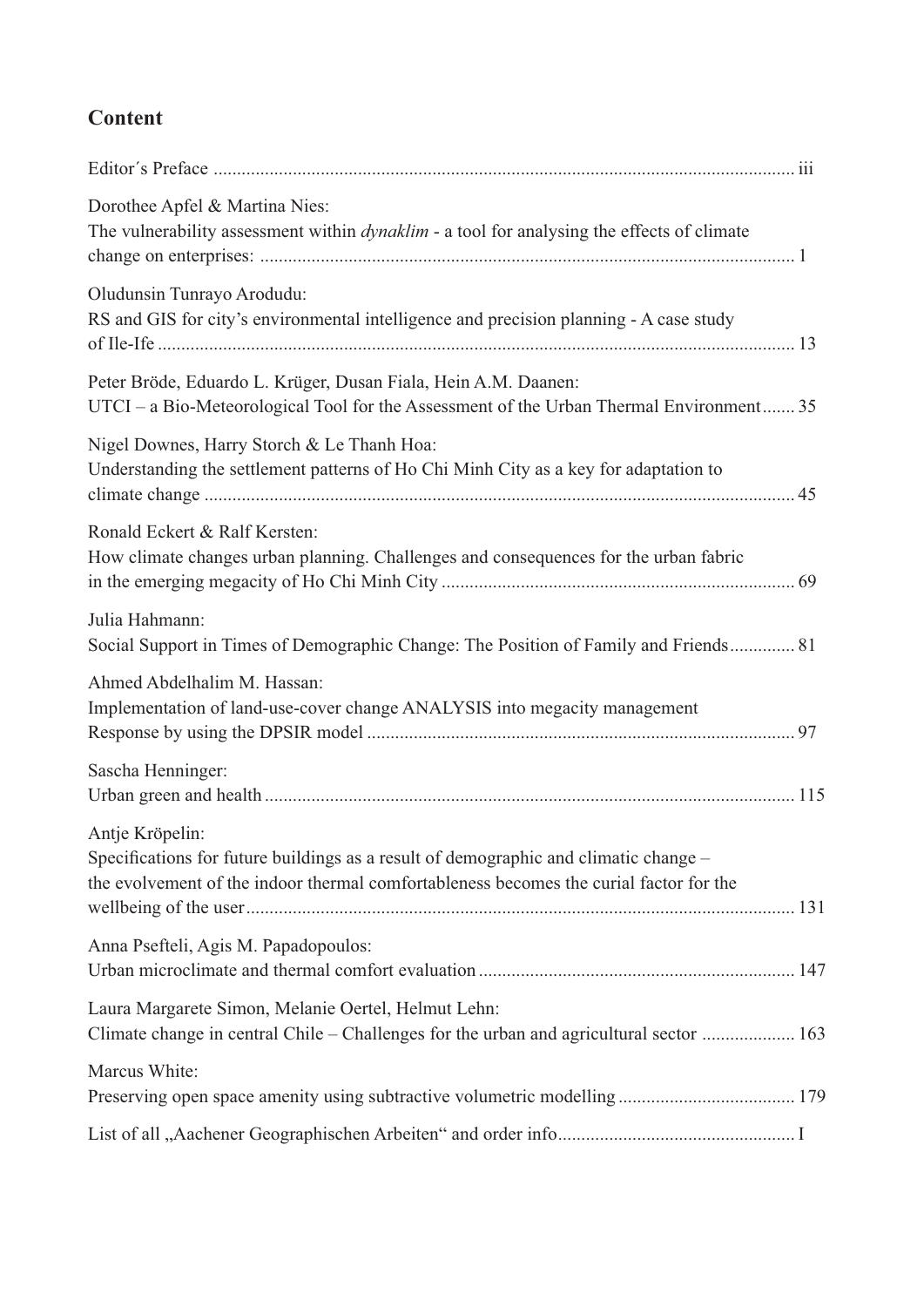## Content

Editor´s Preface ... iii

Dorothee Apfel & Martina Nies:
The vulnerability assessment within *dynaklim* - a tool for analysing the effects of climate change on enterprises: ... 1

Oludunsin Tunrayo Arodudu:
RS and GIS for city's environmental intelligence and precision planning - A case study of Ile-Ife ... 13

Peter Bröde, Eduardo L. Krüger, Dusan Fiala, Hein A.M. Daanen:
UTCI – a Bio-Meteorological Tool for the Assessment of the Urban Thermal Environment ... 35

Nigel Downes, Harry Storch & Le Thanh Hoa:
Understanding the settlement patterns of Ho Chi Minh City as a key for adaptation to climate change ... 45

Ronald Eckert & Ralf Kersten:
How climate changes urban planning. Challenges and consequences for the urban fabric in the emerging megacity of Ho Chi Minh City ... 69

Julia Hahmann:
Social Support in Times of Demographic Change: The Position of Family and Friends ... 81

Ahmed Abdelhalim M. Hassan:
Implementation of land-use-cover change ANALYSIS into megacity management Response by using the DPSIR model ... 97

Sascha Henninger:
Urban green and health ... 115

Antje Kröpelin:
Specifications for future buildings as a result of demographic and climatic change – the evolvement of the indoor thermal comfortableness becomes the curial factor for the wellbeing of the user ... 131

Anna Psefteli, Agis M. Papadopoulos:
Urban microclimate and thermal comfort evaluation ... 147

Laura Margarete Simon, Melanie Oertel, Helmut Lehn:
Climate change in central Chile – Challenges for the urban and agricultural sector ... 163

Marcus White:
Preserving open space amenity using subtractive volumetric modelling ... 179

List of all „Aachener Geographischen Arbeiten" and order info ... I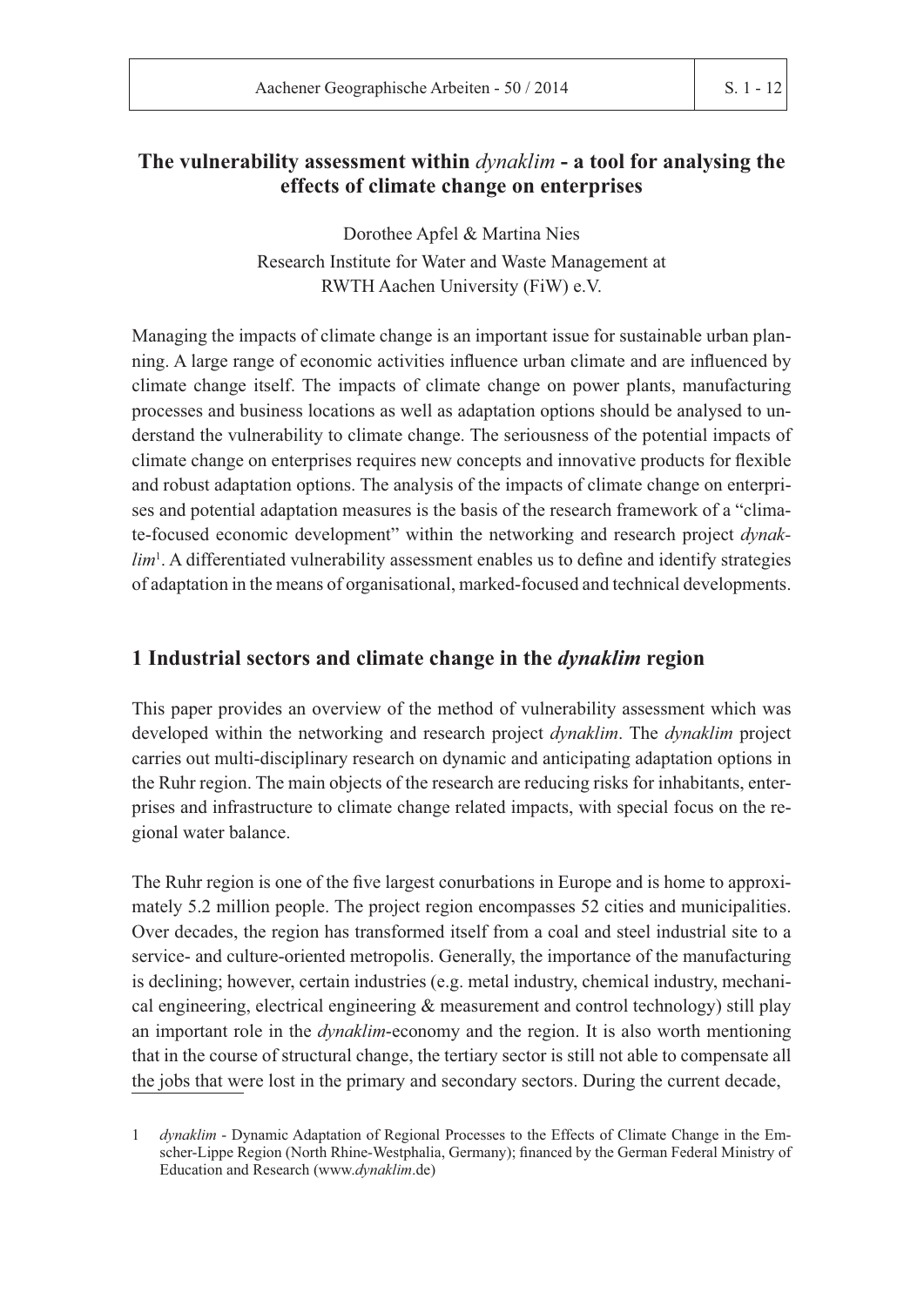# The vulnerability assessment within *dynaklim* - a tool for analysing the effects of climate change on enterprises

Dorothee Apfel & Martina Nies
Research Institute for Water and Waste Management at
RWTH Aachen University (FiW) e.V.

Managing the impacts of climate change is an important issue for sustainable urban planning. A large range of economic activities influence urban climate and are influenced by climate change itself. The impacts of climate change on power plants, manufacturing processes and business locations as well as adaptation options should be analysed to understand the vulnerability to climate change. The seriousness of the potential impacts of climate change on enterprises requires new concepts and innovative products for flexible and robust adaptation options. The analysis of the impacts of climate change on enterprises and potential adaptation measures is the basis of the research framework of a "climate-focused economic development" within the networking and research project *dynaklim*[1]. A differentiated vulnerability assessment enables us to define and identify strategies of adaptation in the means of organisational, marked-focused and technical developments.

## 1 Industrial sectors and climate change in the *dynaklim* region

This paper provides an overview of the method of vulnerability assessment which was developed within the networking and research project *dynaklim*. The *dynaklim* project carries out multi-disciplinary research on dynamic and anticipating adaptation options in the Ruhr region. The main objects of the research are reducing risks for inhabitants, enterprises and infrastructure to climate change related impacts, with special focus on the regional water balance.

The Ruhr region is one of the five largest conurbations in Europe and is home to approximately 5.2 million people. The project region encompasses 52 cities and municipalities. Over decades, the region has transformed itself from a coal and steel industrial site to a service- and culture-oriented metropolis. Generally, the importance of the manufacturing is declining; however, certain industries (e.g. metal industry, chemical industry, mechanical engineering, electrical engineering & measurement and control technology) still play an important role in the *dynaklim*-economy and the region. It is also worth mentioning that in the course of structural change, the tertiary sector is still not able to compensate all the jobs that were lost in the primary and secondary sectors. During the current decade,

1 *dynaklim* - Dynamic Adaptation of Regional Processes to the Effects of Climate Change in the Emscher-Lippe Region (North Rhine-Westphalia, Germany); financed by the German Federal Ministry of Education and Research (www.*dynaklim*.de)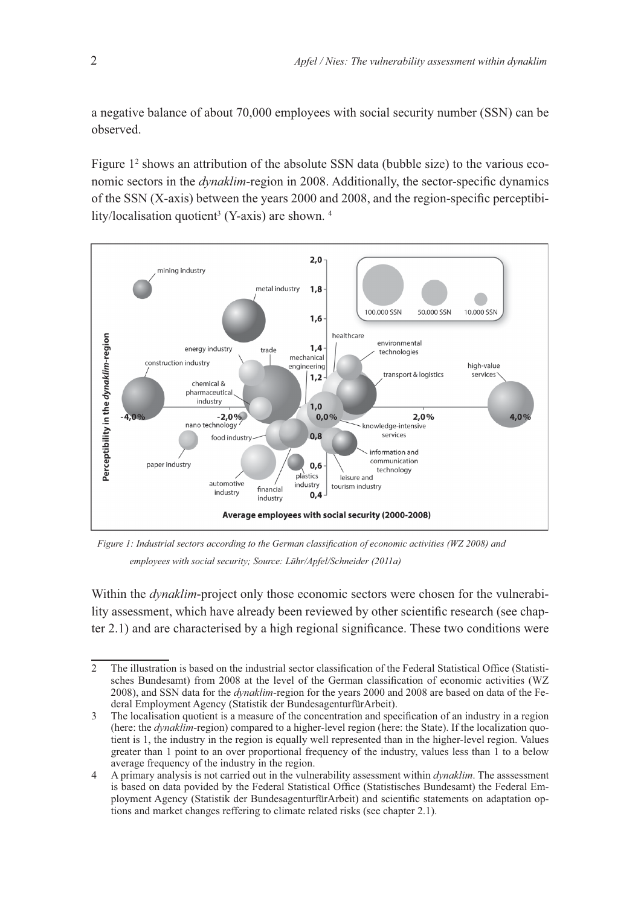a negative balance of about 70,000 employees with social security number (SSN) can be observed.

Figure 1[2] shows an attribution of the absolute SSN data (bubble size) to the various economic sectors in the *dynaklim*-region in 2008. Additionally, the sector-specific dynamics of the SSN (X-axis) between the years 2000 and 2008, and the region-specific perceptibility/localisation quotient[3] (Y-axis) are shown. [4]

*Figure 1: Industrial sectors according to the German classification of economic activities (WZ 2008) and employees with social security; Source: Lühr/Apfel/Schneider (2011a)*

Within the *dynaklim*-project only those economic sectors were chosen for the vulnerability assessment, which have already been reviewed by other scientific research (see chapter 2.1) and are characterised by a high regional significance. These two conditions were

---

2 The illustration is based on the industrial sector classification of the Federal Statistical Office (Statistisches Bundesamt) from 2008 at the level of the German classification of economic activities (WZ 2008), and SSN data for the *dynaklim*-region for the years 2000 and 2008 are based on data of the Federal Employment Agency (Statistik der BundesagenturfürArbeit).

3 The localisation quotient is a measure of the concentration and specification of an industry in a region (here: the *dynaklim*-region) compared to a higher-level region (here: the State). If the localization quotient is 1, the industry in the region is equally well represented than in the higher-level region. Values greater than 1 point to an over proportional frequency of the industry, values less than 1 to a below average frequency of the industry in the region.

4 A primary analysis is not carried out in the vulnerability assessment within *dynaklim*. The asssessment is based on data povided by the Federal Statistical Office (Statistisches Bundesamt) the Federal Employment Agency (Statistik der BundesagenturfürArbeit) and scientific statements on adaptation options and market changes reffering to climate related risks (see chapter 2.1).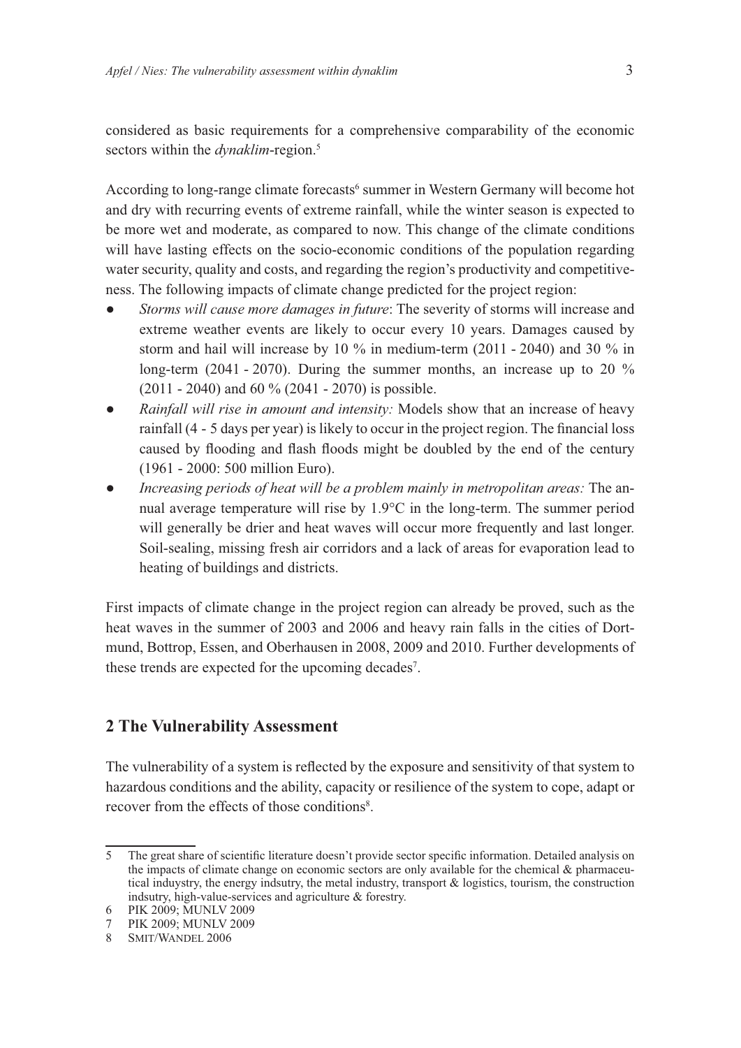considered as basic requirements for a comprehensive comparability of the economic sectors within the *dynaklim*-region.[5]

According to long-range climate forecasts[6] summer in Western Germany will become hot and dry with recurring events of extreme rainfall, while the winter season is expected to be more wet and moderate, as compared to now. This change of the climate conditions will have lasting effects on the socio-economic conditions of the population regarding water security, quality and costs, and regarding the region's productivity and competitiveness. The following impacts of climate change predicted for the project region:

- *Storms will cause more damages in future*: The severity of storms will increase and extreme weather events are likely to occur every 10 years. Damages caused by storm and hail will increase by 10 % in medium-term (2011 - 2040) and 30 % in long-term (2041 - 2070). During the summer months, an increase up to 20 % (2011 - 2040) and 60 % (2041 - 2070) is possible.
- *Rainfall will rise in amount and intensity:* Models show that an increase of heavy rainfall (4 - 5 days per year) is likely to occur in the project region. The financial loss caused by flooding and flash floods might be doubled by the end of the century (1961 - 2000: 500 million Euro).
- *Increasing periods of heat will be a problem mainly in metropolitan areas:* The annual average temperature will rise by 1.9°C in the long-term. The summer period will generally be drier and heat waves will occur more frequently and last longer. Soil-sealing, missing fresh air corridors and a lack of areas for evaporation lead to heating of buildings and districts.

First impacts of climate change in the project region can already be proved, such as the heat waves in the summer of 2003 and 2006 and heavy rain falls in the cities of Dortmund, Bottrop, Essen, and Oberhausen in 2008, 2009 and 2010. Further developments of these trends are expected for the upcoming decades[7].

## 2 The Vulnerability Assessment

The vulnerability of a system is reflected by the exposure and sensitivity of that system to hazardous conditions and the ability, capacity or resilience of the system to cope, adapt or recover from the effects of those conditions[8].

---

5 The great share of scientific literature doesn't provide sector specific information. Detailed analysis on the impacts of climate change on economic sectors are only available for the chemical & pharmaceutical induystry, the energy indsutry, the metal industry, transport & logistics, tourism, the construction indsutry, high-value-services and agriculture & forestry.

6 PIK 2009; MUNLV 2009

7 PIK 2009; MUNLV 2009

8 Smit/Wandel 2006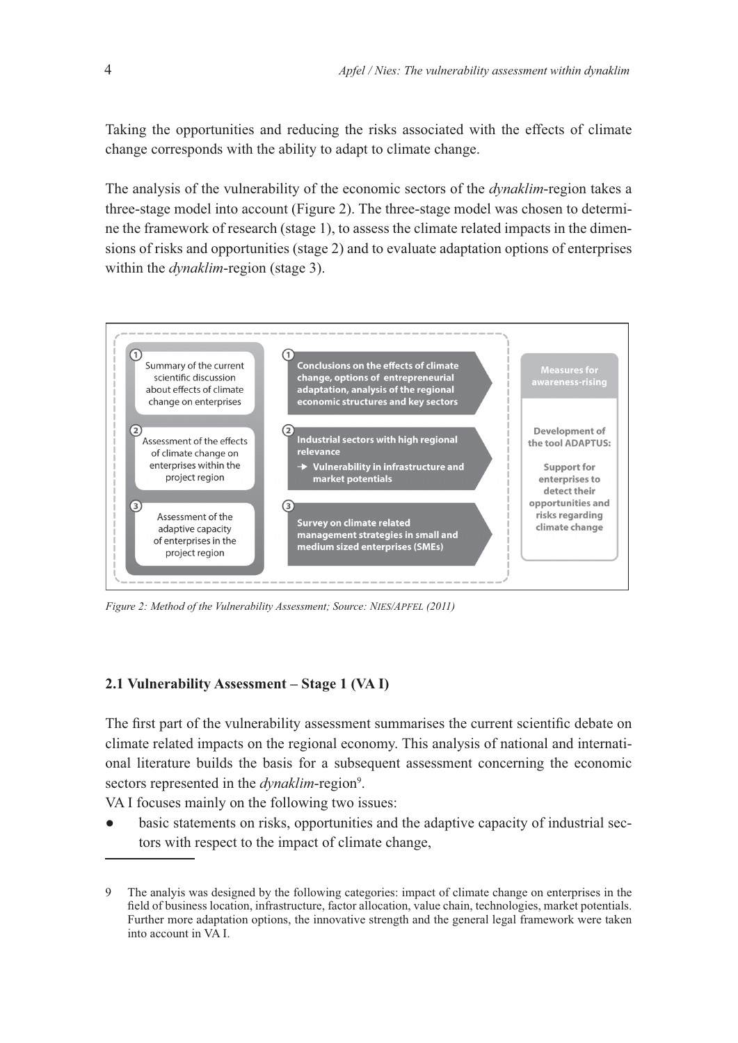Taking the opportunities and reducing the risks associated with the effects of climate change corresponds with the ability to adapt to climate change.

The analysis of the vulnerability of the economic sectors of the *dynaklim*-region takes a three-stage model into account (Figure 2). The three-stage model was chosen to determine the framework of research (stage 1), to assess the climate related impacts in the dimensions of risks and opportunities (stage 2) and to evaluate adaptation options of enterprises within the *dynaklim*-region (stage 3).

| Stage | Focus | Content |
| --- | --- | --- |
| 1 | Summary of the current scientific discussion about effects of climate change on enterprises | Conclusions on the effects of climate change, options of entrepreneurial adaptation, analysis of the regional economic structures and key sectors |
| 2 | Assessment of the effects of climate change on enterprises within the project region | Industrial sectors with high regional relevance → Vulnerability in infrastructure and market potentials |
| 3 | Assessment of the adaptive capacity of enterprises in the project region | Survey on climate related management strategies in small and medium sized enterprises (SMEs) |

**Measures for awareness-rising**

**Development of the tool ADAPTUS:**

**Support for enterprises to detect their opportunities and risks regarding climate change**

*Figure 2: Method of the Vulnerability Assessment; Source: NIES/APFEL (2011)*

### 2.1 Vulnerability Assessment – Stage 1 (VA I)

The first part of the vulnerability assessment summarises the current scientific debate on climate related impacts on the regional economy. This analysis of national and international literature builds the basis for a subsequent assessment concerning the economic sectors represented in the *dynaklim*-region[9].

VA I focuses mainly on the following two issues:

- basic statements on risks, opportunities and the adaptive capacity of industrial sectors with respect to the impact of climate change,

---

9 The analyis was designed by the following categories: impact of climate change on enterprises in the field of business location, infrastructure, factor allocation, value chain, technologies, market potentials. Further more adaptation options, the innovative strength and the general legal framework were taken into account in VA I.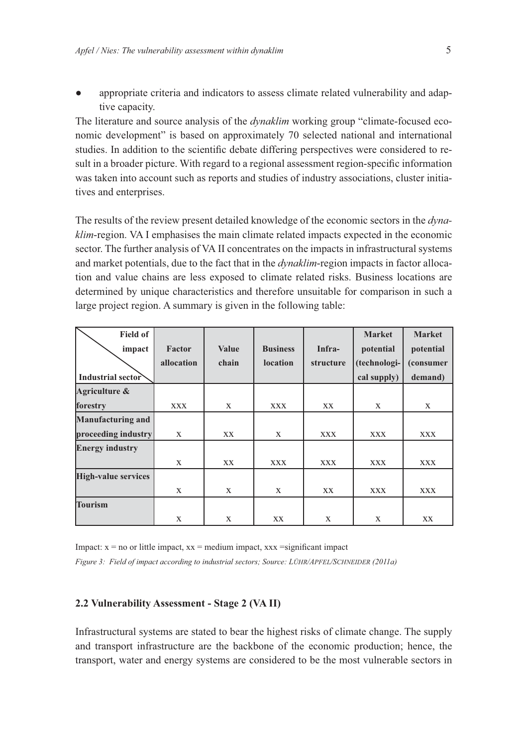- appropriate criteria and indicators to assess climate related vulnerability and adaptive capacity.

The literature and source analysis of the *dynaklim* working group "climate-focused economic development" is based on approximately 70 selected national and international studies. In addition to the scientific debate differing perspectives were considered to result in a broader picture. With regard to a regional assessment region-specific information was taken into account such as reports and studies of industry associations, cluster initiatives and enterprises.

The results of the review present detailed knowledge of the economic sectors in the *dynaklim*-region. VA I emphasises the main climate related impacts expected in the economic sector. The further analysis of VA II concentrates on the impacts in infrastructural systems and market potentials, due to the fact that in the *dynaklim*-region impacts in factor allocation and value chains are less exposed to climate related risks. Business locations are determined by unique characteristics and therefore unsuitable for comparison in such a large project region. A summary is given in the following table:

| Field of impact / Industrial sector | Factor allocation | Value chain | Business location | Infra-structure | Market potential (technological supply) | Market potential (consumer demand) |
|---|---|---|---|---|---|---|
| **Agriculture & forestry** | xxx | x | xxx | xx | x | x |
| **Manufacturing and proceeding industry** | x | xx | x | xxx | xxx | xxx |
| **Energy industry** | x | xx | xxx | xxx | xxx | xxx |
| **High-value services** | x | x | x | xx | xxx | xxx |
| **Tourism** | x | x | xx | x | x | xx |

Impact: x = no or little impact, xx = medium impact, xxx =significant impact

*Figure 3: Field of impact according to industrial sectors; Source: Lühr/Apfel/Schneider (2011a)*

### 2.2 Vulnerability Assessment - Stage 2 (VA II)

Infrastructural systems are stated to bear the highest risks of climate change. The supply and transport infrastructure are the backbone of the economic production; hence, the transport, water and energy systems are considered to be the most vulnerable sectors in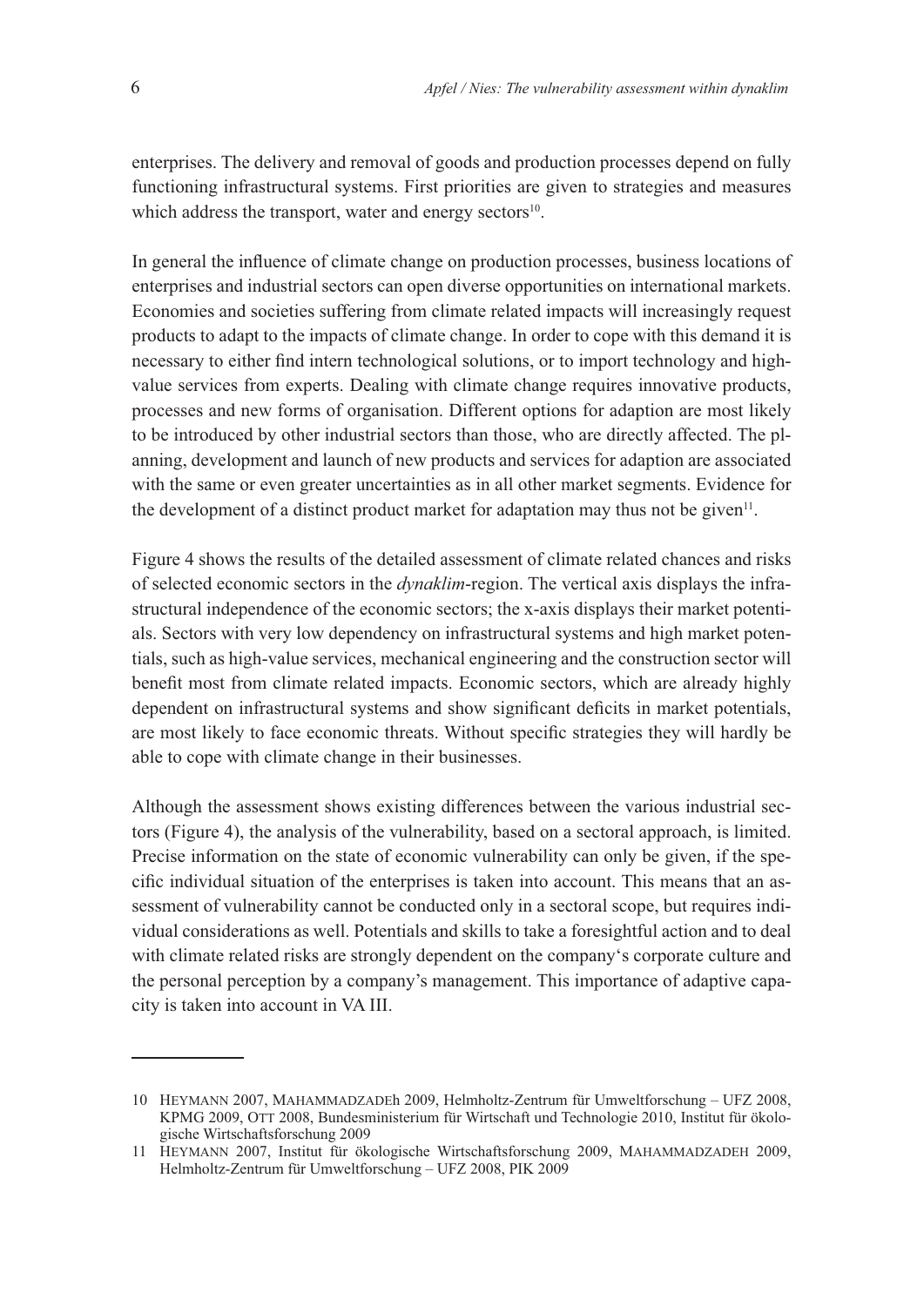enterprises. The delivery and removal of goods and production processes depend on fully functioning infrastructural systems. First priorities are given to strategies and measures which address the transport, water and energy sectors[10].

In general the influence of climate change on production processes, business locations of enterprises and industrial sectors can open diverse opportunities on international markets. Economies and societies suffering from climate related impacts will increasingly request products to adapt to the impacts of climate change. In order to cope with this demand it is necessary to either find intern technological solutions, or to import technology and high-value services from experts. Dealing with climate change requires innovative products, processes and new forms of organisation. Different options for adaption are most likely to be introduced by other industrial sectors than those, who are directly affected. The planning, development and launch of new products and services for adaption are associated with the same or even greater uncertainties as in all other market segments. Evidence for the development of a distinct product market for adaptation may thus not be given[11].

Figure 4 shows the results of the detailed assessment of climate related chances and risks of selected economic sectors in the *dynaklim*-region. The vertical axis displays the infrastructural independence of the economic sectors; the x-axis displays their market potentials. Sectors with very low dependency on infrastructural systems and high market potentials, such as high-value services, mechanical engineering and the construction sector will benefit most from climate related impacts. Economic sectors, which are already highly dependent on infrastructural systems and show significant deficits in market potentials, are most likely to face economic threats. Without specific strategies they will hardly be able to cope with climate change in their businesses.

Although the assessment shows existing differences between the various industrial sectors (Figure 4), the analysis of the vulnerability, based on a sectoral approach, is limited. Precise information on the state of economic vulnerability can only be given, if the specific individual situation of the enterprises is taken into account. This means that an assessment of vulnerability cannot be conducted only in a sectoral scope, but requires individual considerations as well. Potentials and skills to take a foresightful action and to deal with climate related risks are strongly dependent on the company's corporate culture and the personal perception by a company's management. This importance of adaptive capacity is taken into account in VA III.

---

10 Heymann 2007, Mahammadzadeh 2009, Helmholtz-Zentrum für Umweltforschung – UFZ 2008, KPMG 2009, Ott 2008, Bundesministerium für Wirtschaft und Technologie 2010, Institut für ökologische Wirtschaftsforschung 2009

11 Heymann 2007, Institut für ökologische Wirtschaftsforschung 2009, Mahammadzadeh 2009, Helmholtz-Zentrum für Umweltforschung – UFZ 2008, PIK 2009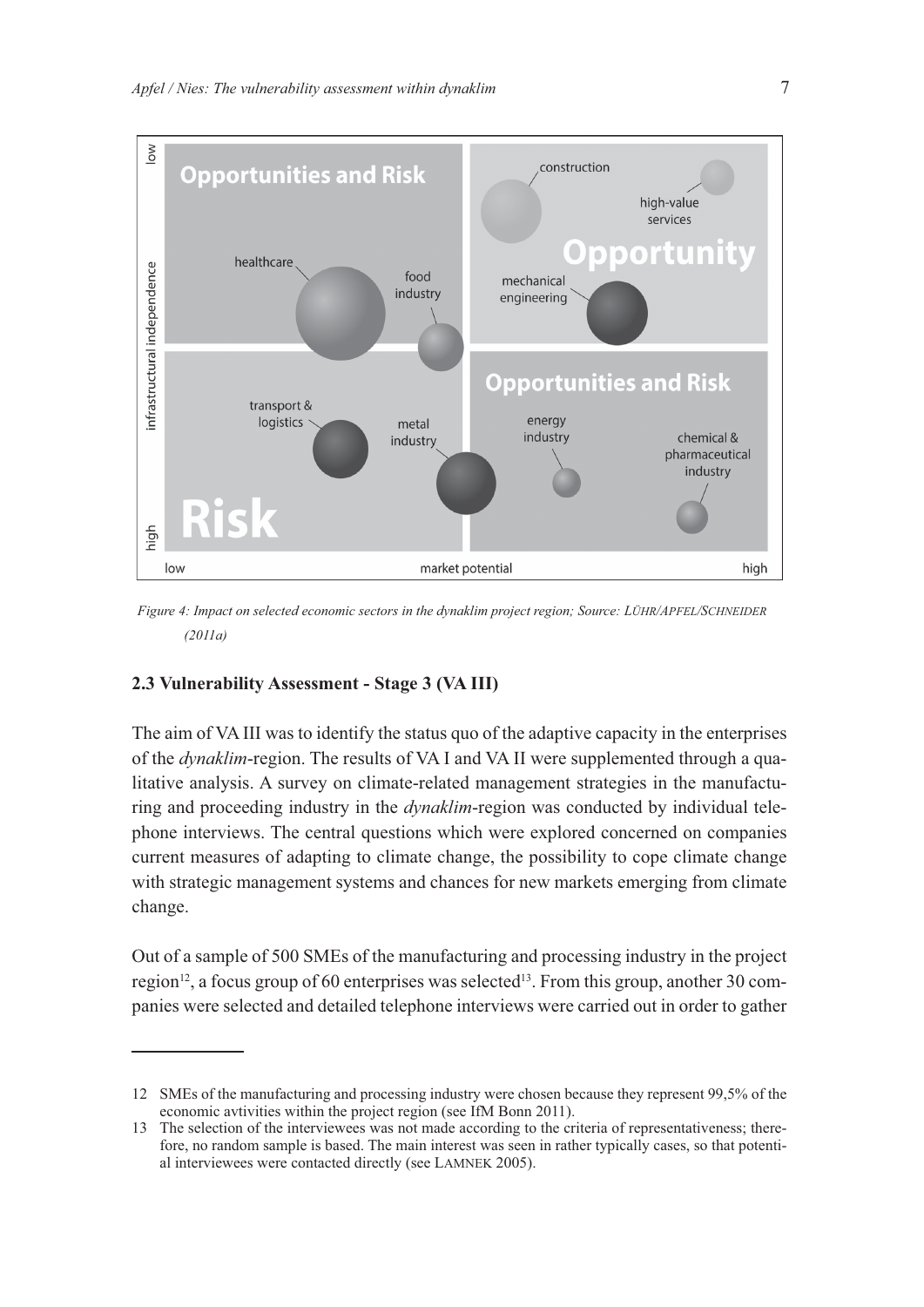*Figure 4: Impact on selected economic sectors in the dynaklim project region; Source: LÜHR/APFEL/SCHNEIDER (2011a)*

### 2.3 Vulnerability Assessment - Stage 3 (VA III)

The aim of VA III was to identify the status quo of the adaptive capacity in the enterprises of the *dynaklim*-region. The results of VA I and VA II were supplemented through a qualitative analysis. A survey on climate-related management strategies in the manufacturing and proceeding industry in the *dynaklim*-region was conducted by individual telephone interviews. The central questions which were explored concerned on companies current measures of adapting to climate change, the possibility to cope climate change with strategic management systems and chances for new markets emerging from climate change.

Out of a sample of 500 SMEs of the manufacturing and processing industry in the project region[12], a focus group of 60 enterprises was selected[13]. From this group, another 30 companies were selected and detailed telephone interviews were carried out in order to gather

---

12 SMEs of the manufacturing and processing industry were chosen because they represent 99,5% of the economic avtivities within the project region (see IfM Bonn 2011).

13 The selection of the interviewees was not made according to the criteria of representativeness; therefore, no random sample is based. The main interest was seen in rather typically cases, so that potential interviewees were contacted directly (see LAMNEK 2005).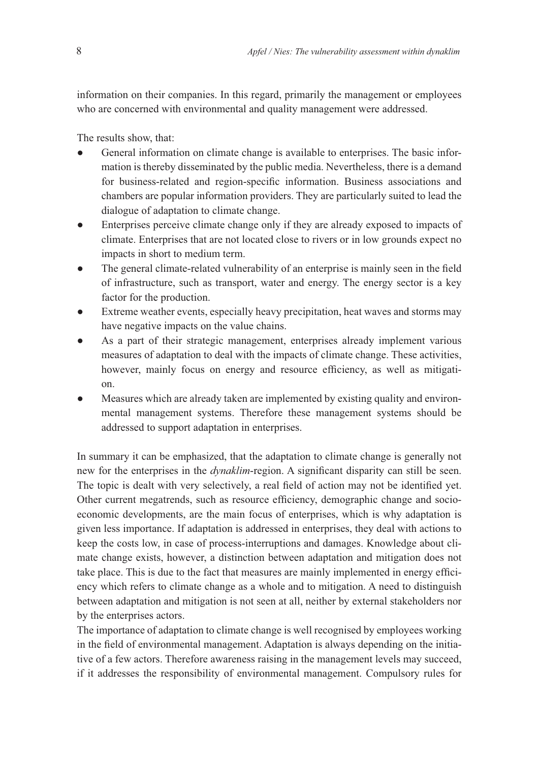information on their companies. In this regard, primarily the management or employees who are concerned with environmental and quality management were addressed.

The results show, that:

- General information on climate change is available to enterprises. The basic information is thereby disseminated by the public media. Nevertheless, there is a demand for business-related and region-specific information. Business associations and chambers are popular information providers. They are particularly suited to lead the dialogue of adaptation to climate change.
- Enterprises perceive climate change only if they are already exposed to impacts of climate. Enterprises that are not located close to rivers or in low grounds expect no impacts in short to medium term.
- The general climate-related vulnerability of an enterprise is mainly seen in the field of infrastructure, such as transport, water and energy. The energy sector is a key factor for the production.
- Extreme weather events, especially heavy precipitation, heat waves and storms may have negative impacts on the value chains.
- As a part of their strategic management, enterprises already implement various measures of adaptation to deal with the impacts of climate change. These activities, however, mainly focus on energy and resource efficiency, as well as mitigation.
- Measures which are already taken are implemented by existing quality and environmental management systems. Therefore these management systems should be addressed to support adaptation in enterprises.

In summary it can be emphasized, that the adaptation to climate change is generally not new for the enterprises in the *dynaklim*-region. A significant disparity can still be seen. The topic is dealt with very selectively, a real field of action may not be identified yet. Other current megatrends, such as resource efficiency, demographic change and socioeconomic developments, are the main focus of enterprises, which is why adaptation is given less importance. If adaptation is addressed in enterprises, they deal with actions to keep the costs low, in case of process-interruptions and damages. Knowledge about climate change exists, however, a distinction between adaptation and mitigation does not take place. This is due to the fact that measures are mainly implemented in energy efficiency which refers to climate change as a whole and to mitigation. A need to distinguish between adaptation and mitigation is not seen at all, neither by external stakeholders nor by the enterprises actors.

The importance of adaptation to climate change is well recognised by employees working in the field of environmental management. Adaptation is always depending on the initiative of a few actors. Therefore awareness raising in the management levels may succeed, if it addresses the responsibility of environmental management. Compulsory rules for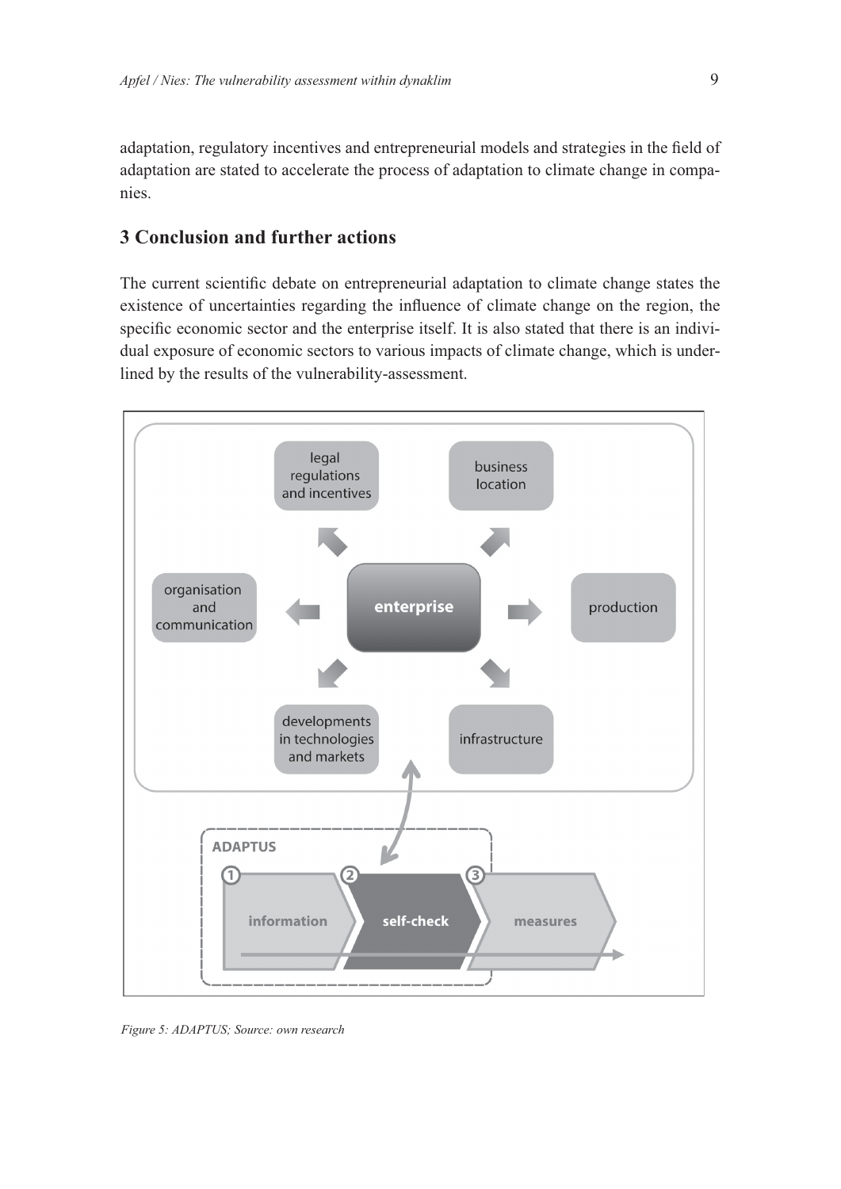adaptation, regulatory incentives and entrepreneurial models and strategies in the field of adaptation are stated to accelerate the process of adaptation to climate change in companies.

## 3 Conclusion and further actions

The current scientific debate on entrepreneurial adaptation to climate change states the existence of uncertainties regarding the influence of climate change on the region, the specific economic sector and the enterprise itself. It is also stated that there is an individual exposure of economic sectors to various impacts of climate change, which is underlined by the results of the vulnerability-assessment.

legal regulations and incentives

business location

organisation and communication

enterprise

production

developments in technologies and markets

infrastructure

ADAPTUS

1 information

2 self-check

3 measures

*Figure 5: ADAPTUS; Source: own research*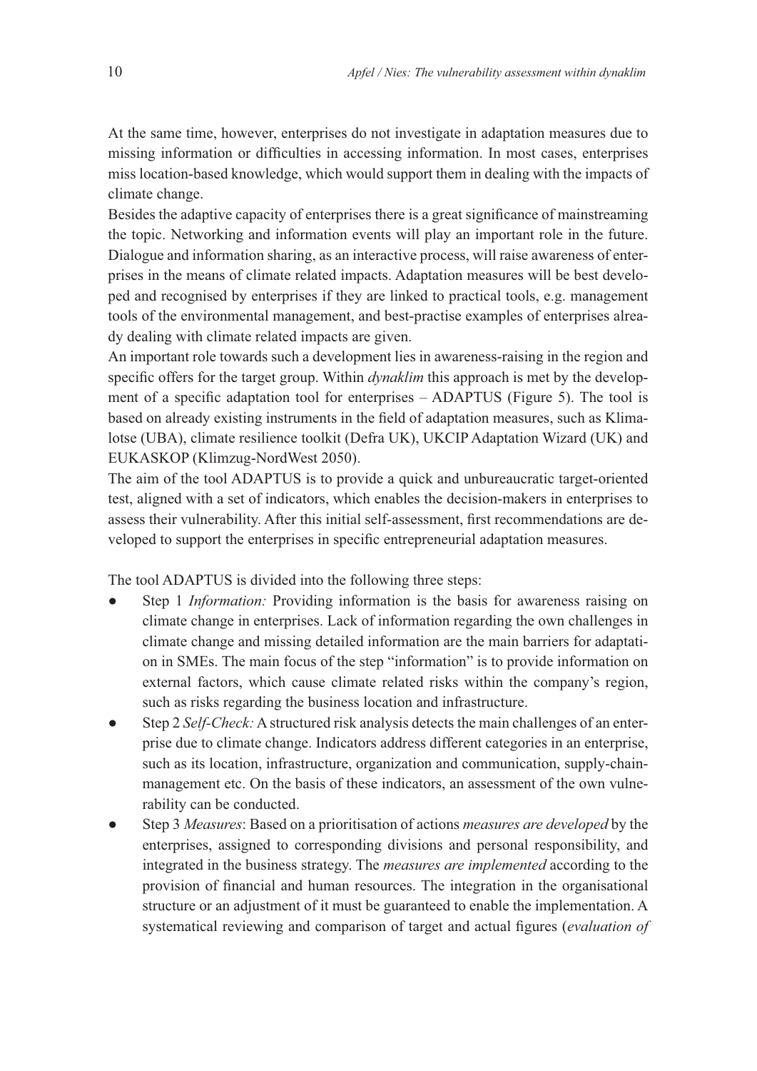At the same time, however, enterprises do not investigate in adaptation measures due to missing information or difficulties in accessing information. In most cases, enterprises miss location-based knowledge, which would support them in dealing with the impacts of climate change.

Besides the adaptive capacity of enterprises there is a great significance of mainstreaming the topic. Networking and information events will play an important role in the future. Dialogue and information sharing, as an interactive process, will raise awareness of enterprises in the means of climate related impacts. Adaptation measures will be best developed and recognised by enterprises if they are linked to practical tools, e.g. management tools of the environmental management, and best-practise examples of enterprises already dealing with climate related impacts are given.

An important role towards such a development lies in awareness-raising in the region and specific offers for the target group. Within *dynaklim* this approach is met by the development of a specific adaptation tool for enterprises – ADAPTUS (Figure 5). The tool is based on already existing instruments in the field of adaptation measures, such as Klimalotse (UBA), climate resilience toolkit (Defra UK), UKCIP Adaptation Wizard (UK) and EUKASKOP (Klimzug-NordWest 2050).

The aim of the tool ADAPTUS is to provide a quick and unbureaucratic target-oriented test, aligned with a set of indicators, which enables the decision-makers in enterprises to assess their vulnerability. After this initial self-assessment, first recommendations are developed to support the enterprises in specific entrepreneurial adaptation measures.

The tool ADAPTUS is divided into the following three steps:

- Step 1 *Information:* Providing information is the basis for awareness raising on climate change in enterprises. Lack of information regarding the own challenges in climate change and missing detailed information are the main barriers for adaptation in SMEs. The main focus of the step "information" is to provide information on external factors, which cause climate related risks within the company's region, such as risks regarding the business location and infrastructure.
- Step 2 *Self-Check:* A structured risk analysis detects the main challenges of an enterprise due to climate change. Indicators address different categories in an enterprise, such as its location, infrastructure, organization and communication, supply-chain-management etc. On the basis of these indicators, an assessment of the own vulnerability can be conducted.
- Step 3 *Measures*: Based on a prioritisation of actions *measures are developed* by the enterprises, assigned to corresponding divisions and personal responsibility, and integrated in the business strategy. The *measures are implemented* according to the provision of financial and human resources. The integration in the organisational structure or an adjustment of it must be guaranteed to enable the implementation. A systematical reviewing and comparison of target and actual figures (*evaluation of*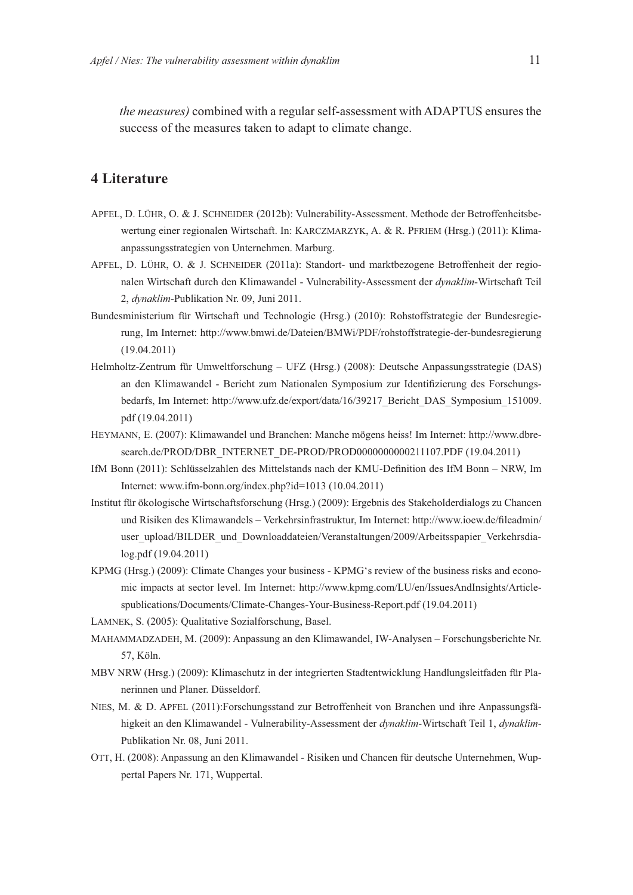*the measures)* combined with a regular self-assessment with ADAPTUS ensures the success of the measures taken to adapt to climate change.

## 4 Literature

APFEL, D. LÜHR, O. & J. SCHNEIDER (2012b): Vulnerability-Assessment. Methode der Betroffenheitsbewertung einer regionalen Wirtschaft. In: KARCZMARZYK, A. & R. PFRIEM (Hrsg.) (2011): Klimaanpassungsstrategien von Unternehmen. Marburg.

APFEL, D. LÜHR, O. & J. SCHNEIDER (2011a): Standort- und marktbezogene Betroffenheit der regionalen Wirtschaft durch den Klimawandel - Vulnerability-Assessment der *dynaklim*-Wirtschaft Teil 2, *dynaklim*-Publikation Nr. 09, Juni 2011.

Bundesministerium für Wirtschaft und Technologie (Hrsg.) (2010): Rohstoffstrategie der Bundesregierung, Im Internet: http://www.bmwi.de/Dateien/BMWi/PDF/rohstoffstrategie-der-bundesregierung (19.04.2011)

Helmholtz-Zentrum für Umweltforschung – UFZ (Hrsg.) (2008): Deutsche Anpassungsstrategie (DAS) an den Klimawandel - Bericht zum Nationalen Symposium zur Identifizierung des Forschungsbedarfs, Im Internet: http://www.ufz.de/export/data/16/39217_Bericht_DAS_Symposium_151009.pdf (19.04.2011)

HEYMANN, E. (2007): Klimawandel und Branchen: Manche mögens heiss! Im Internet: http://www.dbresearch.de/PROD/DBR_INTERNET_DE-PROD/PROD0000000000211107.PDF (19.04.2011)

IfM Bonn (2011): Schlüsselzahlen des Mittelstands nach der KMU-Definition des IfM Bonn – NRW, Im Internet: www.ifm-bonn.org/index.php?id=1013 (10.04.2011)

Institut für ökologische Wirtschaftsforschung (Hrsg.) (2009): Ergebnis des Stakeholderdialogs zu Chancen und Risiken des Klimawandels – Verkehrsinfrastruktur, Im Internet: http://www.ioew.de/fileadmin/user_upload/BILDER_und_Downloaddateien/Veranstaltungen/2009/Arbeitsspapier_Verkehrsdialog.pdf (19.04.2011)

KPMG (Hrsg.) (2009): Climate Changes your business - KPMG's review of the business risks and economic impacts at sector level. Im Internet: http://www.kpmg.com/LU/en/IssuesAndInsights/Articlespublications/Documents/Climate-Changes-Your-Business-Report.pdf (19.04.2011)

LAMNEK, S. (2005): Qualitative Sozialforschung, Basel.

MAHAMMADZADEH, M. (2009): Anpassung an den Klimawandel, IW-Analysen – Forschungsberichte Nr. 57, Köln.

MBV NRW (Hrsg.) (2009): Klimaschutz in der integrierten Stadtentwicklung Handlungsleitfaden für Planerinnen und Planer. Düsseldorf.

NIES, M. & D. APFEL (2011):Forschungsstand zur Betroffenheit von Branchen und ihre Anpassungsfähigkeit an den Klimawandel - Vulnerability-Assessment der *dynaklim*-Wirtschaft Teil 1, *dynaklim*-Publikation Nr. 08, Juni 2011.

OTT, H. (2008): Anpassung an den Klimawandel - Risiken und Chancen für deutsche Unternehmen, Wuppertal Papers Nr. 171, Wuppertal.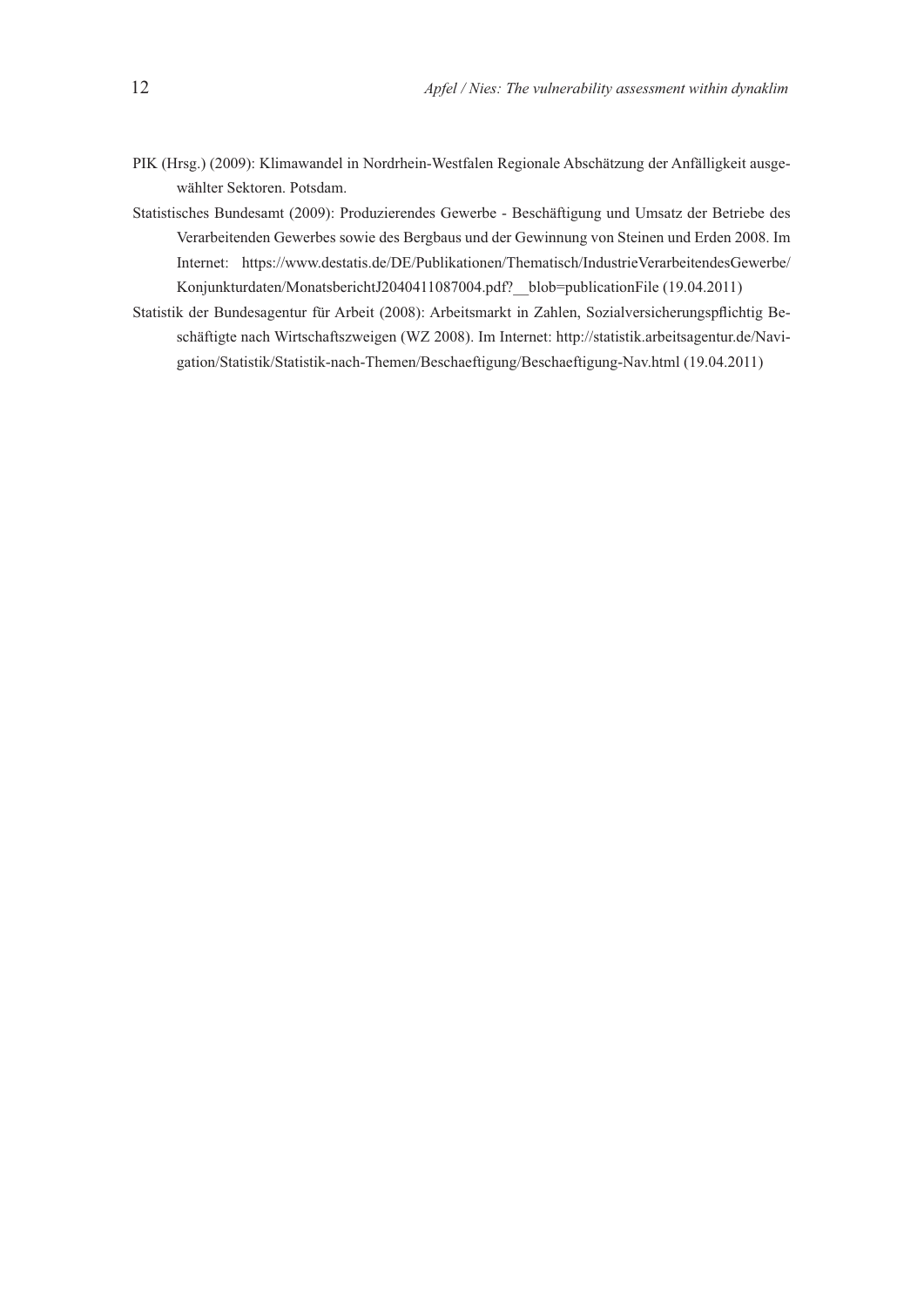PIK (Hrsg.) (2009): Klimawandel in Nordrhein-Westfalen Regionale Abschätzung der Anfälligkeit ausgewählter Sektoren. Potsdam.

Statistisches Bundesamt (2009): Produzierendes Gewerbe - Beschäftigung und Umsatz der Betriebe des Verarbeitenden Gewerbes sowie des Bergbaus und der Gewinnung von Steinen und Erden 2008. Im Internet: https://www.destatis.de/DE/Publikationen/Thematisch/IndustrieVerarbeitendesGewerbe/Konjunkturdaten/MonatsberichtJ2040411087004.pdf?__blob=publicationFile (19.04.2011)

Statistik der Bundesagentur für Arbeit (2008): Arbeitsmarkt in Zahlen, Sozialversicherungspflichtig Beschäftigte nach Wirtschaftszweigen (WZ 2008). Im Internet: http://statistik.arbeitsagentur.de/Navigation/Statistik/Statistik-nach-Themen/Beschaeftigung/Beschaeftigung-Nav.html (19.04.2011)